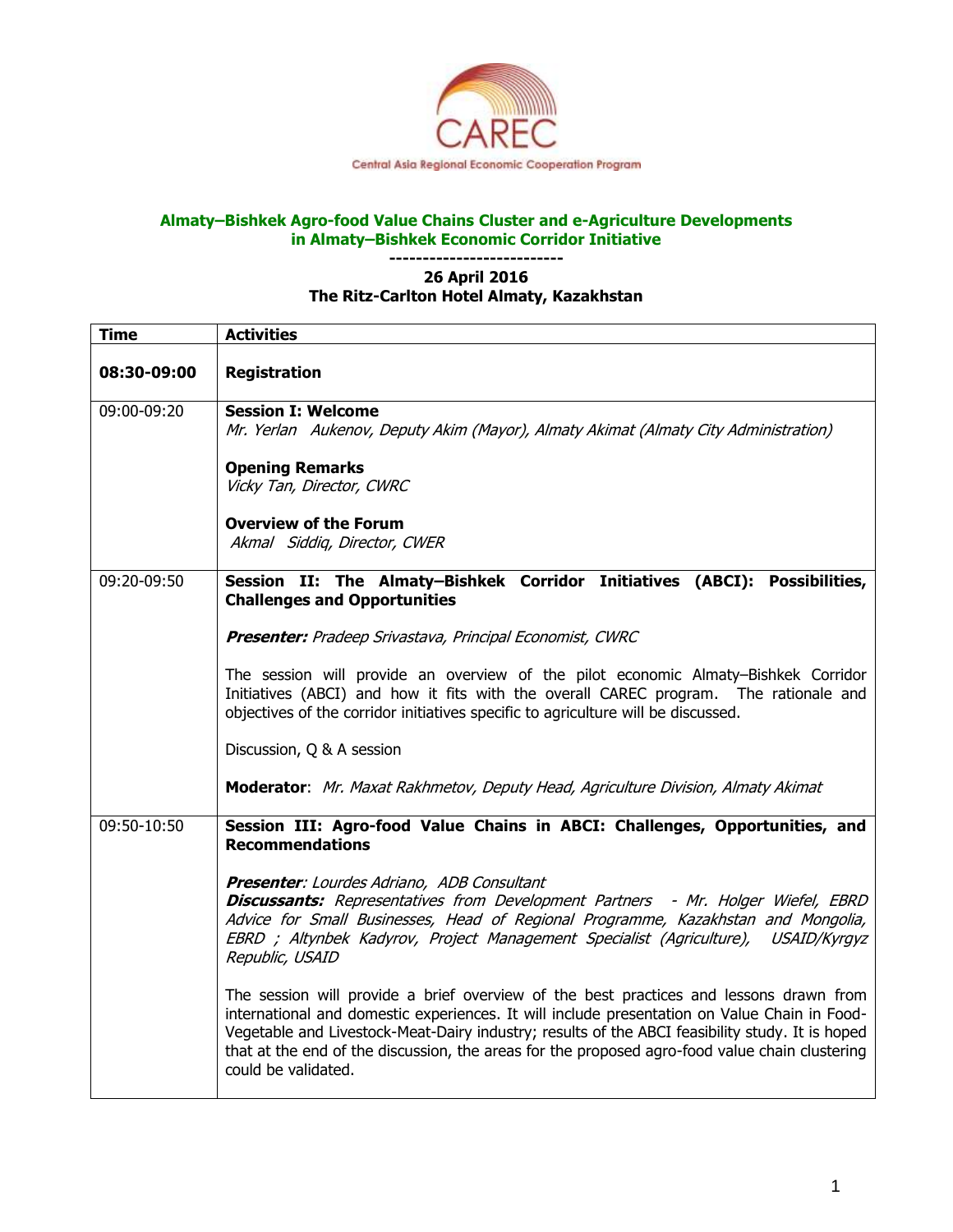CAREC

Central Asia Regional Economic Cooperation Program

## Almaty–Bishkek Agro-food Value Chains Cluster and e-Agriculture Developments in Almaty–Bishkek Economic Corridor Initiative

**-------------------------**

**26 April 2016**

**The Ritz-Carlton Hotel Almaty, Kazakhstan**

| Time | Activities |
|---|---|
| **08:30-09:00** | **Registration** |
| 09:00-09:20 | **Session I: Welcome**<br>*Mr. Yerlan Aukenov, Deputy Akim (Mayor), Almaty Akimat (Almaty City Administration)*<br><br>**Opening Remarks**<br>*Vicky Tan, Director, CWRC*<br><br>**Overview of the Forum**<br>*Akmal Siddiq, Director, CWER* |
| 09:20-09:50 | **Session II: The Almaty–Bishkek Corridor Initiatives (ABCI): Possibilities, Challenges and Opportunities**<br><br>***Presenter:*** *Pradeep Srivastava, Principal Economist, CWRC*<br><br>The session will provide an overview of the pilot economic Almaty–Bishkek Corridor Initiatives (ABCI) and how it fits with the overall CAREC program. The rationale and objectives of the corridor initiatives specific to agriculture will be discussed.<br><br>Discussion, Q & A session<br><br>**Moderator**: *Mr. Maxat Rakhmetov, Deputy Head, Agriculture Division, Almaty Akimat* |
| 09:50-10:50 | **Session III: Agro-food Value Chains in ABCI: Challenges, Opportunities, and Recommendations**<br><br>***Presenter***: *Lourdes Adriano, ADB Consultant*<br>***Discussants:*** *Representatives from Development Partners - Mr. Holger Wiefel, EBRD Advice for Small Businesses, Head of Regional Programme, Kazakhstan and Mongolia, EBRD ; Altynbek Kadyrov, Project Management Specialist (Agriculture), USAID/Kyrgyz Republic, USAID*<br><br>The session will provide a brief overview of the best practices and lessons drawn from international and domestic experiences. It will include presentation on Value Chain in Food-Vegetable and Livestock-Meat-Dairy industry; results of the ABCI feasibility study. It is hoped that at the end of the discussion, the areas for the proposed agro-food value chain clustering could be validated. |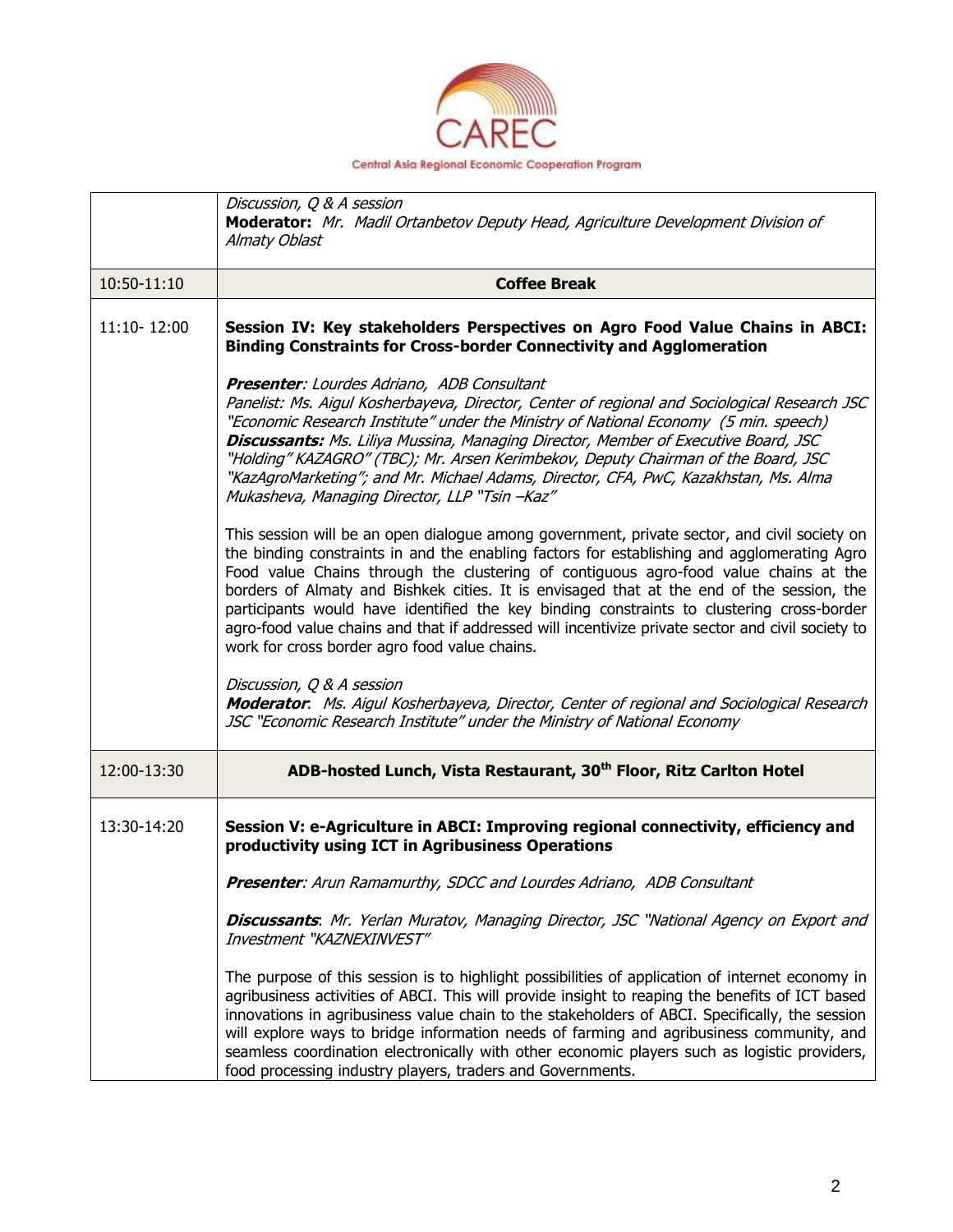| | |
|---|---|
| | *Discussion, Q & A session*<br>**Moderator:** *Mr. Madil Ortanbetov Deputy Head, Agriculture Development Division of Almaty Oblast* |
| 10:50-11:10 | **Coffee Break** |
| 11:10- 12:00 | **Session IV: Key stakeholders Perspectives on Agro Food Value Chains in ABCI: Binding Constraints for Cross-border Connectivity and Agglomeration**<br><br>***Presenter****: Lourdes Adriano, ADB Consultant*<br>*Panelist: Ms. Aigul Kosherbayeva, Director, Center of regional and Sociological Research JSC "Economic Research Institute" under the Ministry of National Economy (5 min. speech)*<br>***Discussants:*** *Ms. Liliya Mussina, Managing Director, Member of Executive Board, JSC "Holding" KAZAGRO" (TBC); Mr. Arsen Kerimbekov, Deputy Chairman of the Board, JSC "KazAgroMarketing"; and Mr. Michael Adams, Director, CFA, PwC, Kazakhstan, Ms. Alma Mukasheva, Managing Director, LLP "Tsin –Kaz"*<br><br>This session will be an open dialogue among government, private sector, and civil society on the binding constraints in and the enabling factors for establishing and agglomerating Agro Food value Chains through the clustering of contiguous agro-food value chains at the borders of Almaty and Bishkek cities. It is envisaged that at the end of the session, the participants would have identified the key binding constraints to clustering cross-border agro-food value chains and that if addressed will incentivize private sector and civil society to work for cross border agro food value chains.<br><br>*Discussion, Q & A session*<br>***Moderator****. Ms. Aigul Kosherbayeva, Director, Center of regional and Sociological Research JSC "Economic Research Institute" under the Ministry of National Economy* |
| 12:00-13:30 | **ADB-hosted Lunch, Vista Restaurant, 30th Floor, Ritz Carlton Hotel** |
| 13:30-14:20 | **Session V: e-Agriculture in ABCI: Improving regional connectivity, efficiency and productivity using ICT in Agribusiness Operations**<br><br>***Presenter****: Arun Ramamurthy, SDCC and Lourdes Adriano, ADB Consultant*<br><br>***Discussants****. Mr. Yerlan Muratov, Managing Director, JSC "National Agency on Export and Investment "KAZNEXINVEST"*<br><br>The purpose of this session is to highlight possibilities of application of internet economy in agribusiness activities of ABCI. This will provide insight to reaping the benefits of ICT based innovations in agribusiness value chain to the stakeholders of ABCI. Specifically, the session will explore ways to bridge information needs of farming and agribusiness community, and seamless coordination electronically with other economic players such as logistic providers, food processing industry players, traders and Governments. |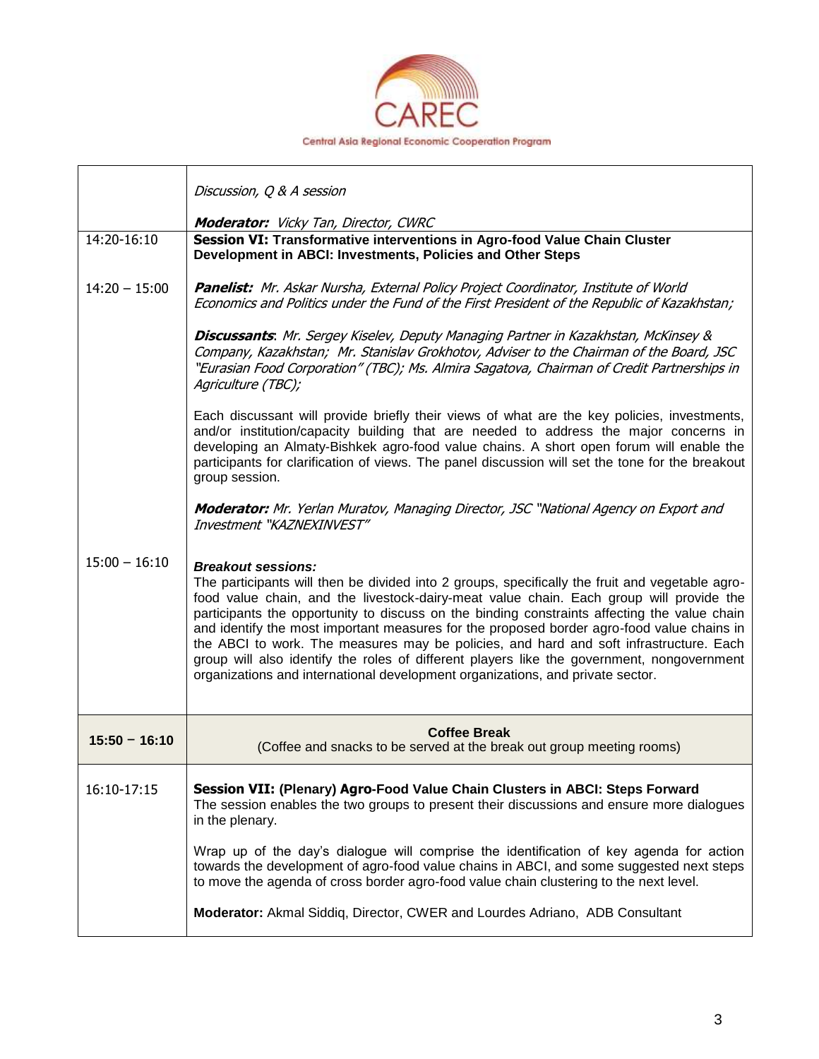| | |
|---|---|
| | *Discussion, Q & A session*<br><br>***Moderator:*** *Vicky Tan, Director, CWRC* |
| 14:20-16:10<br><br>14:20 – 15:00<br><br><br><br><br><br><br><br><br><br><br><br><br><br>15:00 – 16:10 | **Session VI: Transformative interventions in Agro-food Value Chain Cluster Development in ABCI: Investments, Policies and Other Steps**<br><br>***Panelist:*** *Mr. Askar Nursha, External Policy Project Coordinator, Institute of World Economics and Politics under the Fund of the First President of the Republic of Kazakhstan;*<br><br>***Discussants***: *Mr. Sergey Kiselev, Deputy Managing Partner in Kazakhstan, McKinsey & Company, Kazakhstan; Mr. Stanislav Grokhotov, Adviser to the Chairman of the Board, JSC "Eurasian Food Corporation" (TBC); Ms. Almira Sagatova, Chairman of Credit Partnerships in Agriculture (TBC);*<br><br>Each discussant will provide briefly their views of what are the key policies, investments, and/or institution/capacity building that are needed to address the major concerns in developing an Almaty-Bishkek agro-food value chains. A short open forum will enable the participants for clarification of views. The panel discussion will set the tone for the breakout group session.<br><br>***Moderator:*** *Mr. Yerlan Muratov, Managing Director, JSC "National Agency on Export and Investment "KAZNEXINVEST"*<br><br>***Breakout sessions:***<br>The participants will then be divided into 2 groups, specifically the fruit and vegetable agro-food value chain, and the livestock-dairy-meat value chain. Each group will provide the participants the opportunity to discuss on the binding constraints affecting the value chain and identify the most important measures for the proposed border agro-food value chains in the ABCI to work. The measures may be policies, and hard and soft infrastructure. Each group will also identify the roles of different players like the government, nongovernment organizations and international development organizations, and private sector. |
| **15:50 – 16:10** | **Coffee Break**<br>(Coffee and snacks to be served at the break out group meeting rooms) |
| 16:10-17:15 | **Session VII: (Plenary) Agro-Food Value Chain Clusters in ABCI: Steps Forward**<br>The session enables the two groups to present their discussions and ensure more dialogues in the plenary.<br><br>Wrap up of the day's dialogue will comprise the identification of key agenda for action towards the development of agro-food value chains in ABCI, and some suggested next steps to move the agenda of cross border agro-food value chain clustering to the next level.<br><br>**Moderator:** Akmal Siddiq, Director, CWER and Lourdes Adriano, ADB Consultant |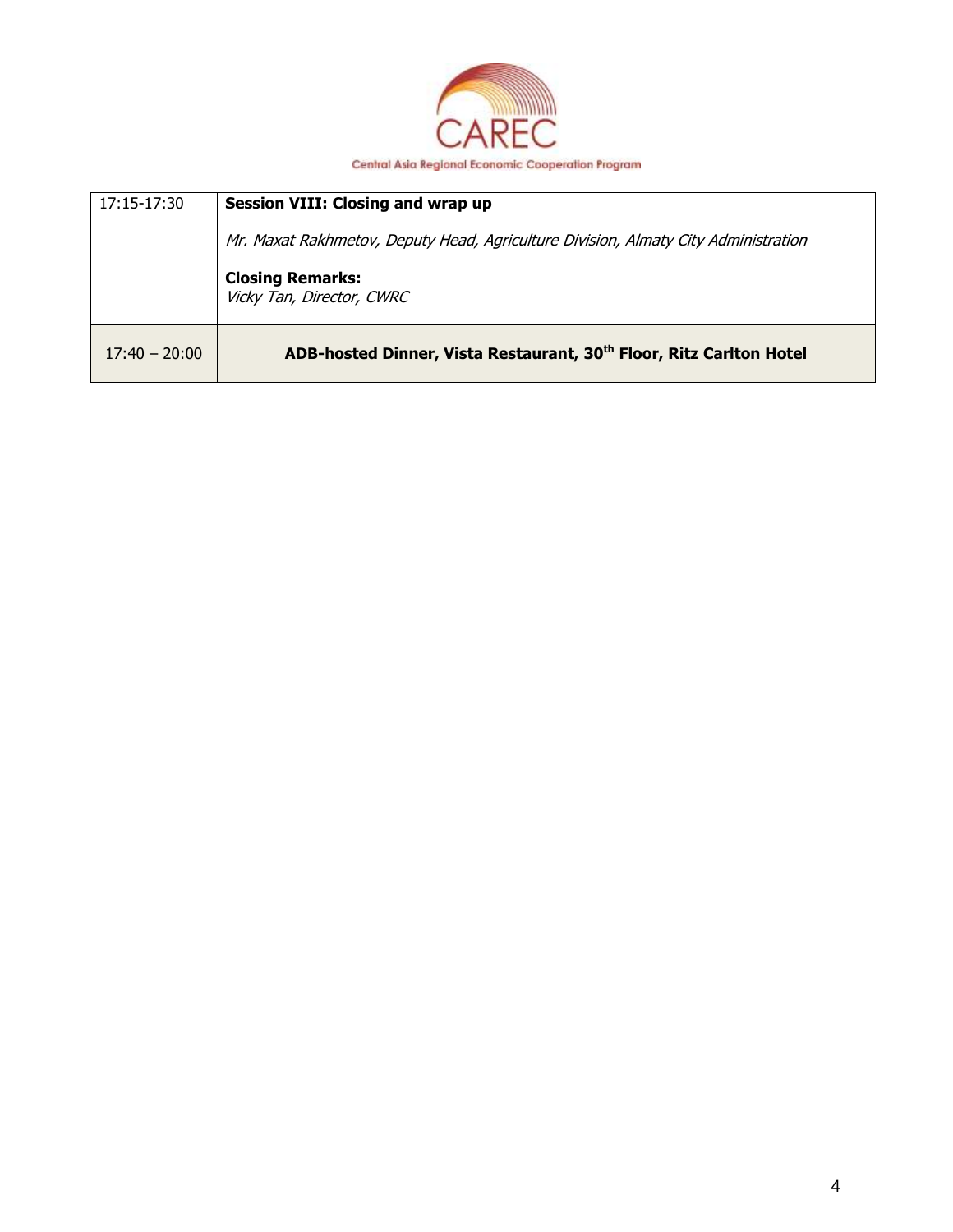| | |
|---|---|
| 17:15-17:30 | **Session VIII: Closing and wrap up**<br><br>*Mr. Maxat Rakhmetov, Deputy Head, Agriculture Division, Almaty City Administration*<br><br>**Closing Remarks:**<br>*Vicky Tan, Director, CWRC* |
| 17:40 – 20:00 | **ADB-hosted Dinner, Vista Restaurant, 30th Floor, Ritz Carlton Hotel** |